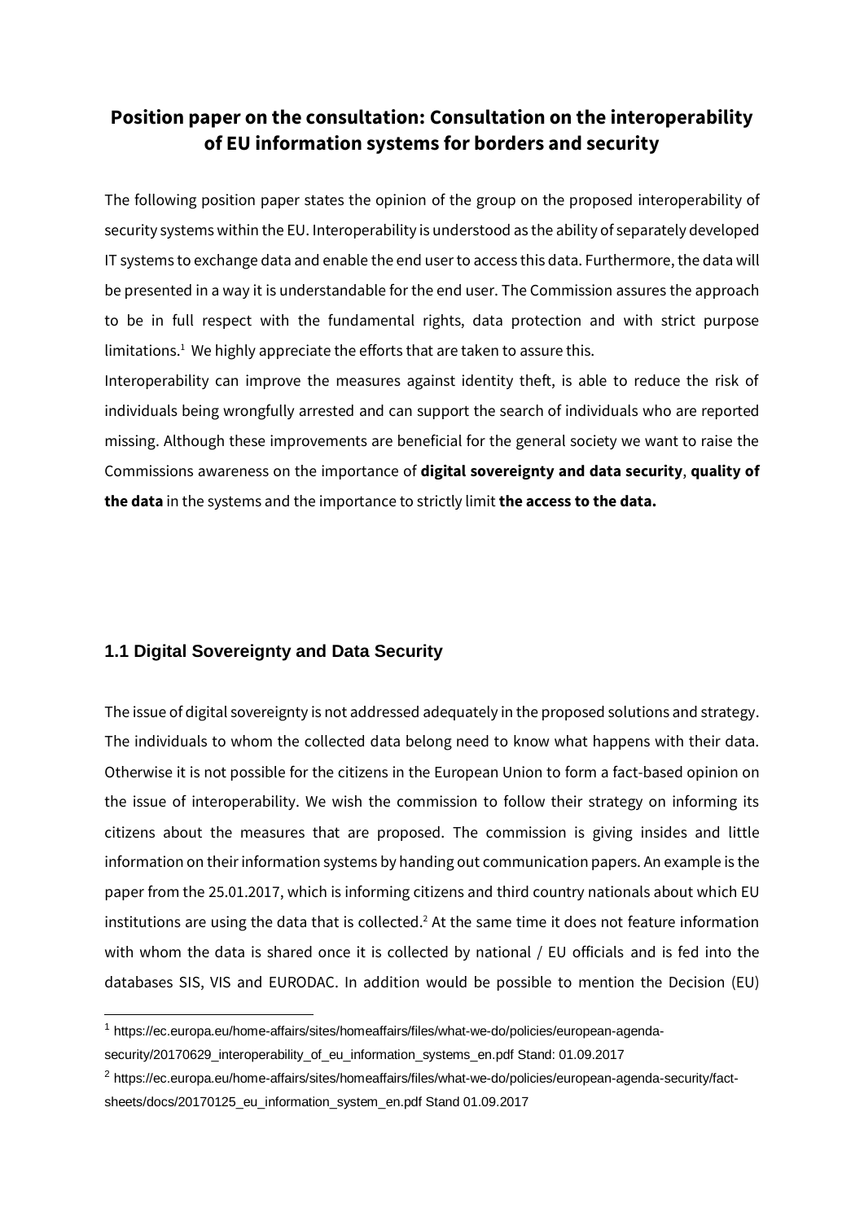# Position paper on the consultation: Consultation on the interoperability of EU information systems for borders and security

The following position paper states the opinion of the group on the proposed interoperability of security systems within the EU. Interoperability is understood as the ability of separately developed IT systems to exchange data and enable the end user to access this data. Furthermore, the data will be presented in a way it is understandable for the end user. The Commission assures the approach to be in full respect with the fundamental rights, data protection and with strict purpose limitations.[1] We highly appreciate the efforts that are taken to assure this.

Interoperability can improve the measures against identity theft, is able to reduce the risk of individuals being wrongfully arrested and can support the search of individuals who are reported missing. Although these improvements are beneficial for the general society we want to raise the Commissions awareness on the importance of **digital sovereignty and data security**, **quality of the data** in the systems and the importance to strictly limit **the access to the data.**

### 1.1 Digital Sovereignty and Data Security

The issue of digital sovereignty is not addressed adequately in the proposed solutions and strategy. The individuals to whom the collected data belong need to know what happens with their data. Otherwise it is not possible for the citizens in the European Union to form a fact-based opinion on the issue of interoperability. We wish the commission to follow their strategy on informing its citizens about the measures that are proposed. The commission is giving insides and little information on their information systems by handing out communication papers. An example is the paper from the 25.01.2017, which is informing citizens and third country nationals about which EU institutions are using the data that is collected.[2] At the same time it does not feature information with whom the data is shared once it is collected by national / EU officials and is fed into the databases SIS, VIS and EURODAC. In addition would be possible to mention the Decision (EU)

[1] https://ec.europa.eu/home-affairs/sites/homeaffairs/files/what-we-do/policies/european-agenda-security/20170629_interoperability_of_eu_information_systems_en.pdf Stand: 01.09.2017

[2] https://ec.europa.eu/home-affairs/sites/homeaffairs/files/what-we-do/policies/european-agenda-security/fact-sheets/docs/20170125_eu_information_system_en.pdf Stand 01.09.2017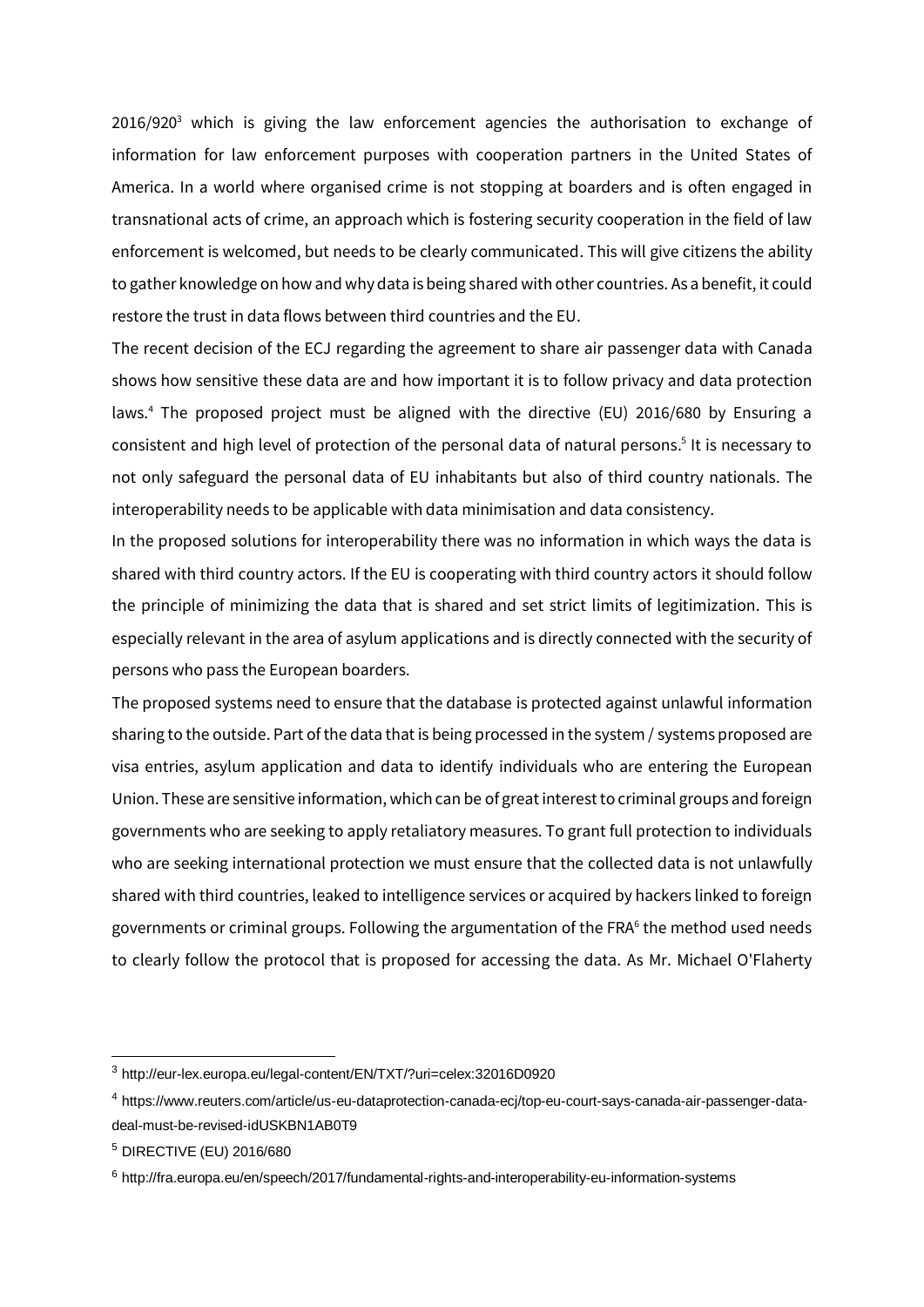2016/920[3] which is giving the law enforcement agencies the authorisation to exchange of information for law enforcement purposes with cooperation partners in the United States of America. In a world where organised crime is not stopping at boarders and is often engaged in transnational acts of crime, an approach which is fostering security cooperation in the field of law enforcement is welcomed, but needs to be clearly communicated. This will give citizens the ability to gather knowledge on how and why data is being shared with other countries. As a benefit, it could restore the trust in data flows between third countries and the EU.

The recent decision of the ECJ regarding the agreement to share air passenger data with Canada shows how sensitive these data are and how important it is to follow privacy and data protection laws.[4] The proposed project must be aligned with the directive (EU) 2016/680 by Ensuring a consistent and high level of protection of the personal data of natural persons.[5] It is necessary to not only safeguard the personal data of EU inhabitants but also of third country nationals. The interoperability needs to be applicable with data minimisation and data consistency.

In the proposed solutions for interoperability there was no information in which ways the data is shared with third country actors. If the EU is cooperating with third country actors it should follow the principle of minimizing the data that is shared and set strict limits of legitimization. This is especially relevant in the area of asylum applications and is directly connected with the security of persons who pass the European boarders.

The proposed systems need to ensure that the database is protected against unlawful information sharing to the outside. Part of the data that is being processed in the system / systems proposed are visa entries, asylum application and data to identify individuals who are entering the European Union. These are sensitive information, which can be of great interest to criminal groups and foreign governments who are seeking to apply retaliatory measures. To grant full protection to individuals who are seeking international protection we must ensure that the collected data is not unlawfully shared with third countries, leaked to intelligence services or acquired by hackers linked to foreign governments or criminal groups. Following the argumentation of the FRA[6] the method used needs to clearly follow the protocol that is proposed for accessing the data. As Mr. Michael O'Flaherty

---

[3] http://eur-lex.europa.eu/legal-content/EN/TXT/?uri=celex:32016D0920

[4] https://www.reuters.com/article/us-eu-dataprotection-canada-ecj/top-eu-court-says-canada-air-passenger-data-deal-must-be-revised-idUSKBN1AB0T9

[5] DIRECTIVE (EU) 2016/680

[6] http://fra.europa.eu/en/speech/2017/fundamental-rights-and-interoperability-eu-information-systems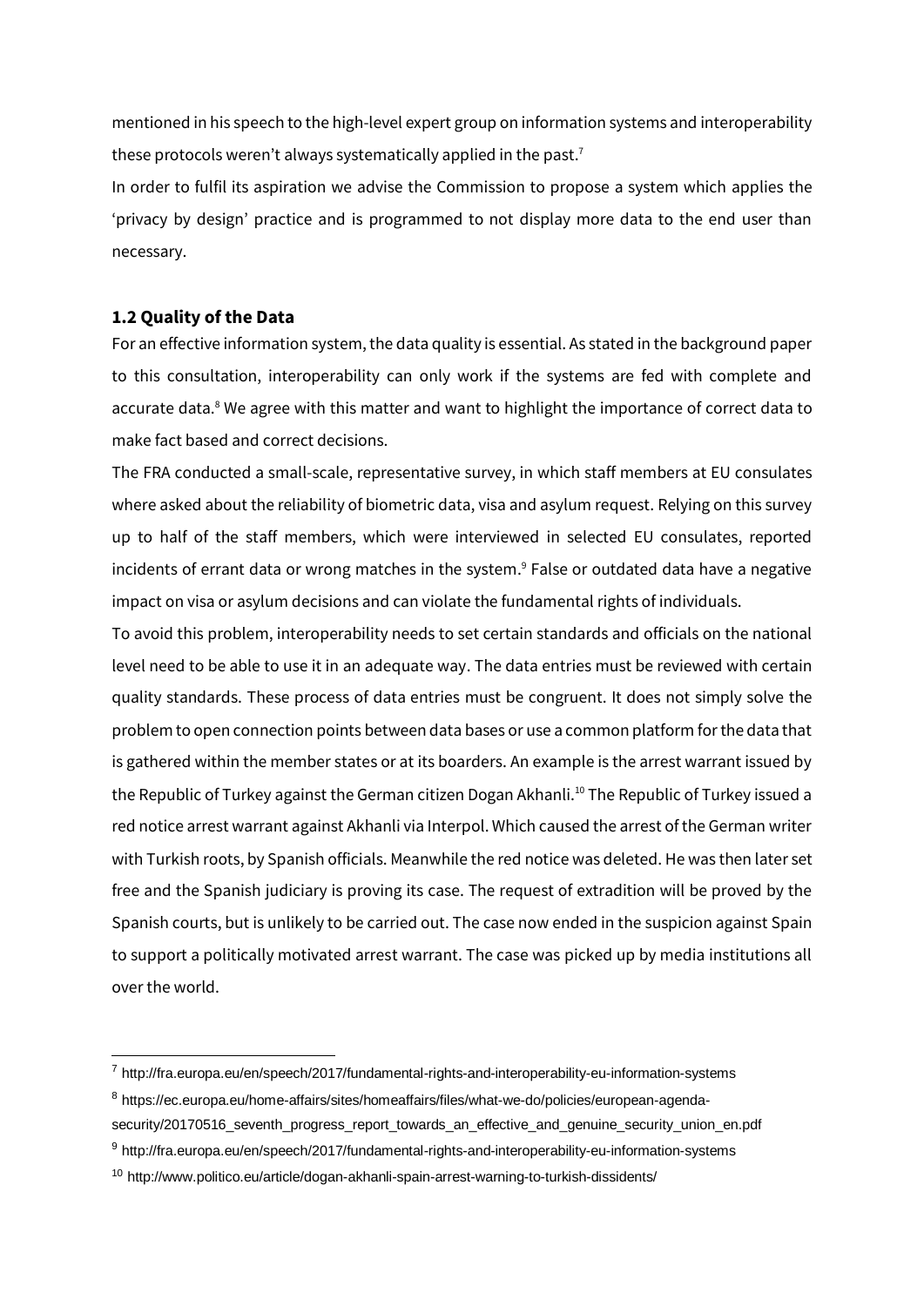mentioned in his speech to the high-level expert group on information systems and interoperability these protocols weren't always systematically applied in the past.[7]

In order to fulfil its aspiration we advise the Commission to propose a system which applies the 'privacy by design' practice and is programmed to not display more data to the end user than necessary.

### 1.2 Quality of the Data

For an effective information system, the data quality is essential. As stated in the background paper to this consultation, interoperability can only work if the systems are fed with complete and accurate data.[8] We agree with this matter and want to highlight the importance of correct data to make fact based and correct decisions.

The FRA conducted a small-scale, representative survey, in which staff members at EU consulates where asked about the reliability of biometric data, visa and asylum request. Relying on this survey up to half of the staff members, which were interviewed in selected EU consulates, reported incidents of errant data or wrong matches in the system.[9] False or outdated data have a negative impact on visa or asylum decisions and can violate the fundamental rights of individuals.

To avoid this problem, interoperability needs to set certain standards and officials on the national level need to be able to use it in an adequate way. The data entries must be reviewed with certain quality standards. These process of data entries must be congruent. It does not simply solve the problem to open connection points between data bases or use a common platform for the data that is gathered within the member states or at its boarders. An example is the arrest warrant issued by the Republic of Turkey against the German citizen Dogan Akhanli.[10] The Republic of Turkey issued a red notice arrest warrant against Akhanli via Interpol. Which caused the arrest of the German writer with Turkish roots, by Spanish officials. Meanwhile the red notice was deleted. He was then later set free and the Spanish judiciary is proving its case. The request of extradition will be proved by the Spanish courts, but is unlikely to be carried out. The case now ended in the suspicion against Spain to support a politically motivated arrest warrant. The case was picked up by media institutions all over the world.

---

[7] http://fra.europa.eu/en/speech/2017/fundamental-rights-and-interoperability-eu-information-systems

[8] https://ec.europa.eu/home-affairs/sites/homeaffairs/files/what-we-do/policies/european-agenda-security/20170516_seventh_progress_report_towards_an_effective_and_genuine_security_union_en.pdf

[9] http://fra.europa.eu/en/speech/2017/fundamental-rights-and-interoperability-eu-information-systems

[10] http://www.politico.eu/article/dogan-akhanli-spain-arrest-warning-to-turkish-dissidents/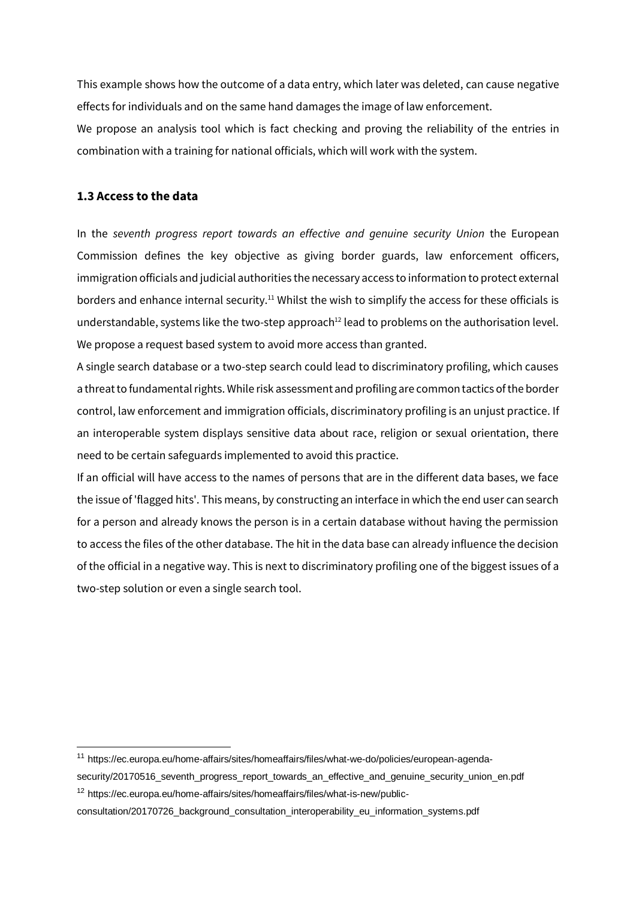This example shows how the outcome of a data entry, which later was deleted, can cause negative effects for individuals and on the same hand damages the image of law enforcement.

We propose an analysis tool which is fact checking and proving the reliability of the entries in combination with a training for national officials, which will work with the system.

### 1.3 Access to the data

In the *seventh progress report towards an effective and genuine security Union* the European Commission defines the key objective as giving border guards, law enforcement officers, immigration officials and judicial authorities the necessary access to information to protect external borders and enhance internal security.[11] Whilst the wish to simplify the access for these officials is understandable, systems like the two-step approach[12] lead to problems on the authorisation level. We propose a request based system to avoid more access than granted.

A single search database or a two-step search could lead to discriminatory profiling, which causes a threat to fundamental rights. While risk assessment and profiling are common tactics of the border control, law enforcement and immigration officials, discriminatory profiling is an unjust practice. If an interoperable system displays sensitive data about race, religion or sexual orientation, there need to be certain safeguards implemented to avoid this practice.

If an official will have access to the names of persons that are in the different data bases, we face the issue of 'flagged hits'. This means, by constructing an interface in which the end user can search for a person and already knows the person is in a certain database without having the permission to access the files of the other database. The hit in the data base can already influence the decision of the official in a negative way. This is next to discriminatory profiling one of the biggest issues of a two-step solution or even a single search tool.

---

[11] https://ec.europa.eu/home-affairs/sites/homeaffairs/files/what-we-do/policies/european-agenda-security/20170516_seventh_progress_report_towards_an_effective_and_genuine_security_union_en.pdf

[12] https://ec.europa.eu/home-affairs/sites/homeaffairs/files/what-is-new/public-consultation/20170726_background_consultation_interoperability_eu_information_systems.pdf